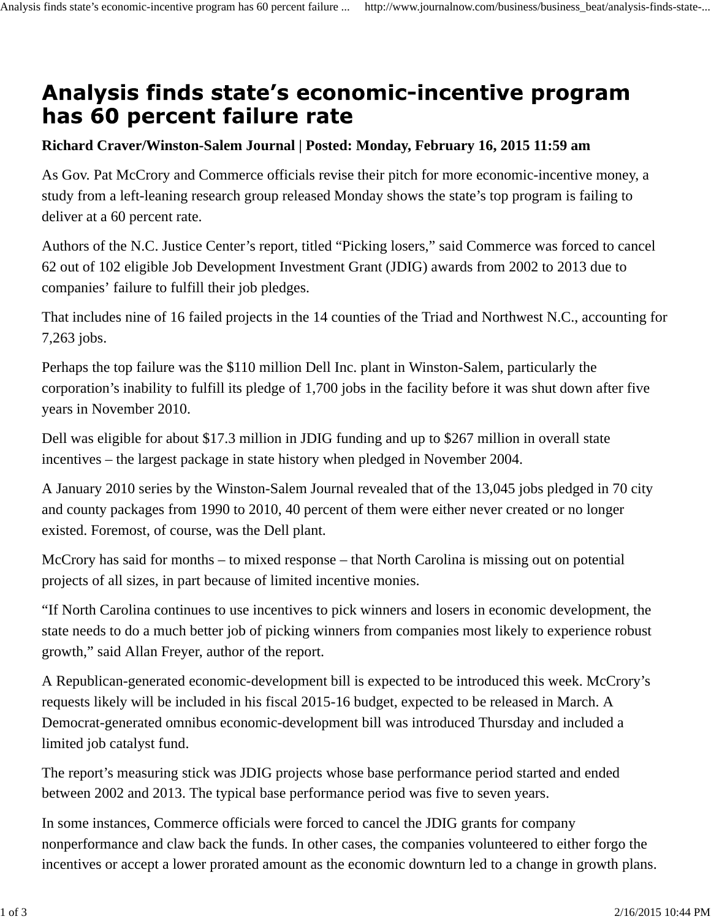# Analysis finds state's economic-incentive program has 60 percent failure rate

**Richard Craver/Winston-Salem Journal | Posted: Monday, February 16, 2015 11:59 am**

As Gov. Pat McCrory and Commerce officials revise their pitch for more economic-incentive money, a study from a left-leaning research group released Monday shows the state's top program is failing to deliver at a 60 percent rate.

Authors of the N.C. Justice Center's report, titled "Picking losers," said Commerce was forced to cancel 62 out of 102 eligible Job Development Investment Grant (JDIG) awards from 2002 to 2013 due to companies' failure to fulfill their job pledges.

That includes nine of 16 failed projects in the 14 counties of the Triad and Northwest N.C., accounting for 7,263 jobs.

Perhaps the top failure was the $110 million Dell Inc. plant in Winston-Salem, particularly the corporation's inability to fulfill its pledge of 1,700 jobs in the facility before it was shut down after five years in November 2010.

Dell was eligible for about $17.3 million in JDIG funding and up to $267 million in overall state incentives – the largest package in state history when pledged in November 2004.

A January 2010 series by the Winston-Salem Journal revealed that of the 13,045 jobs pledged in 70 city and county packages from 1990 to 2010, 40 percent of them were either never created or no longer existed. Foremost, of course, was the Dell plant.

McCrory has said for months – to mixed response – that North Carolina is missing out on potential projects of all sizes, in part because of limited incentive monies.

"If North Carolina continues to use incentives to pick winners and losers in economic development, the state needs to do a much better job of picking winners from companies most likely to experience robust growth," said Allan Freyer, author of the report.

A Republican-generated economic-development bill is expected to be introduced this week. McCrory's requests likely will be included in his fiscal 2015-16 budget, expected to be released in March. A Democrat-generated omnibus economic-development bill was introduced Thursday and included a limited job catalyst fund.

The report's measuring stick was JDIG projects whose base performance period started and ended between 2002 and 2013. The typical base performance period was five to seven years.

In some instances, Commerce officials were forced to cancel the JDIG grants for company nonperformance and claw back the funds. In other cases, the companies volunteered to either forgo the incentives or accept a lower prorated amount as the economic downturn led to a change in growth plans.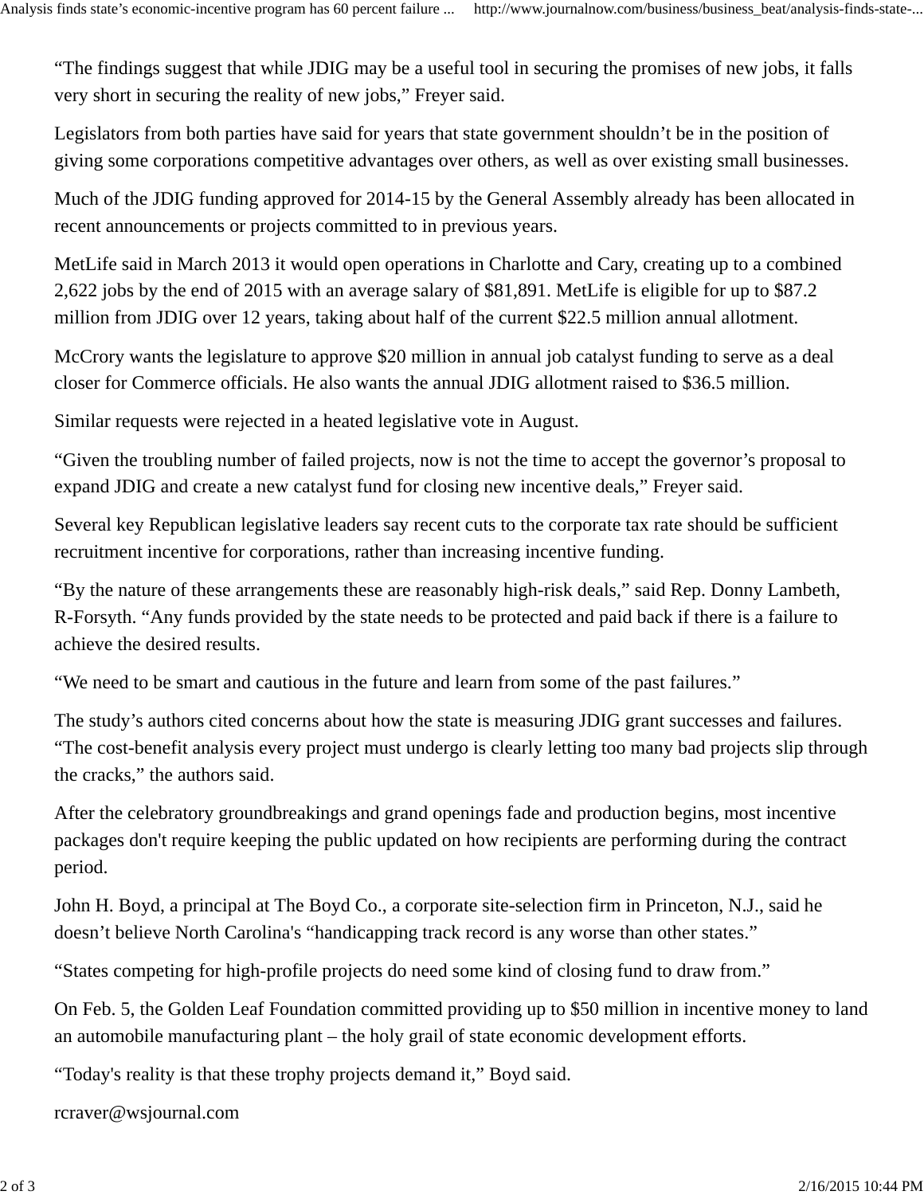"The findings suggest that while JDIG may be a useful tool in securing the promises of new jobs, it falls very short in securing the reality of new jobs," Freyer said.

Legislators from both parties have said for years that state government shouldn't be in the position of giving some corporations competitive advantages over others, as well as over existing small businesses.

Much of the JDIG funding approved for 2014-15 by the General Assembly already has been allocated in recent announcements or projects committed to in previous years.

MetLife said in March 2013 it would open operations in Charlotte and Cary, creating up to a combined 2,622 jobs by the end of 2015 with an average salary of $81,891. MetLife is eligible for up to $87.2 million from JDIG over 12 years, taking about half of the current $22.5 million annual allotment.

McCrory wants the legislature to approve $20 million in annual job catalyst funding to serve as a deal closer for Commerce officials. He also wants the annual JDIG allotment raised to $36.5 million.

Similar requests were rejected in a heated legislative vote in August.

"Given the troubling number of failed projects, now is not the time to accept the governor's proposal to expand JDIG and create a new catalyst fund for closing new incentive deals," Freyer said.

Several key Republican legislative leaders say recent cuts to the corporate tax rate should be sufficient recruitment incentive for corporations, rather than increasing incentive funding.

"By the nature of these arrangements these are reasonably high-risk deals," said Rep. Donny Lambeth, R-Forsyth. "Any funds provided by the state needs to be protected and paid back if there is a failure to achieve the desired results.

"We need to be smart and cautious in the future and learn from some of the past failures."

The study's authors cited concerns about how the state is measuring JDIG grant successes and failures. "The cost-benefit analysis every project must undergo is clearly letting too many bad projects slip through the cracks," the authors said.

After the celebratory groundbreakings and grand openings fade and production begins, most incentive packages don't require keeping the public updated on how recipients are performing during the contract period.

John H. Boyd, a principal at The Boyd Co., a corporate site-selection firm in Princeton, N.J., said he doesn't believe North Carolina's "handicapping track record is any worse than other states."

"States competing for high-profile projects do need some kind of closing fund to draw from."

On Feb. 5, the Golden Leaf Foundation committed providing up to $50 million in incentive money to land an automobile manufacturing plant – the holy grail of state economic development efforts.

"Today's reality is that these trophy projects demand it," Boyd said.

rcraver@wsjournal.com